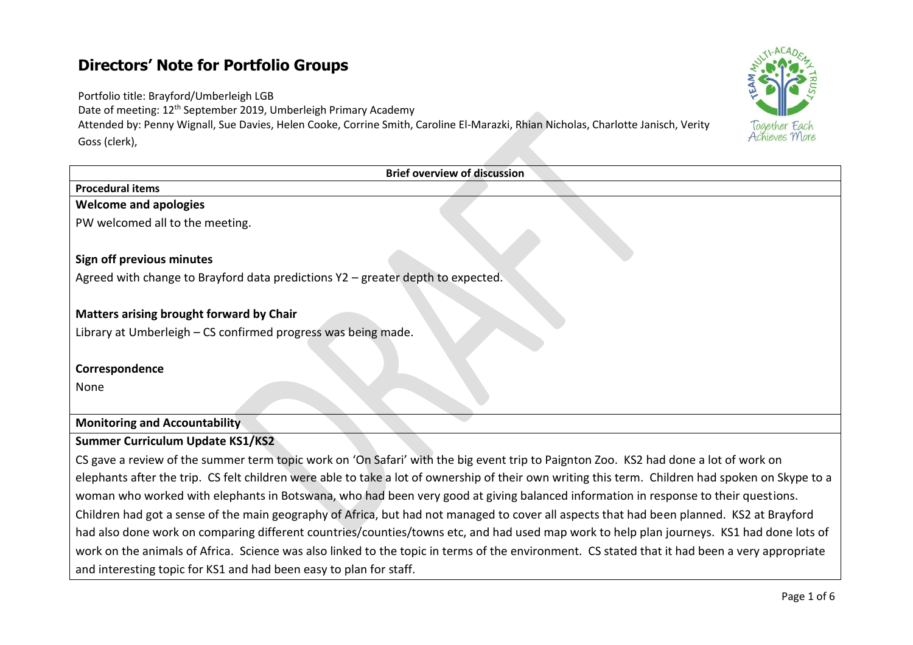# Directors' Note for Portfolio Groups

Portfolio title: Brayford/Umberleigh LGB
Date of meeting: 12th September 2019, Umberleigh Primary Academy
Attended by: Penny Wignall, Sue Davies, Helen Cooke, Corrine Smith, Caroline El-Marazki, Rhian Nicholas, Charlotte Janisch, Verity Goss (clerk),

**Brief overview of discussion**

**Procedural items**

**Welcome and apologies**

PW welcomed all to the meeting.

**Sign off previous minutes**

Agreed with change to Brayford data predictions Y2 – greater depth to expected.

**Matters arising brought forward by Chair**

Library at Umberleigh – CS confirmed progress was being made.

**Correspondence**

None

**Monitoring and Accountability**

**Summer Curriculum Update KS1/KS2**

CS gave a review of the summer term topic work on 'On Safari' with the big event trip to Paignton Zoo. KS2 had done a lot of work on elephants after the trip. CS felt children were able to take a lot of ownership of their own writing this term. Children had spoken on Skype to a woman who worked with elephants in Botswana, who had been very good at giving balanced information in response to their questions. Children had got a sense of the main geography of Africa, but had not managed to cover all aspects that had been planned. KS2 at Brayford had also done work on comparing different countries/counties/towns etc, and had used map work to help plan journeys. KS1 had done lots of work on the animals of Africa. Science was also linked to the topic in terms of the environment. CS stated that it had been a very appropriate and interesting topic for KS1 and had been easy to plan for staff.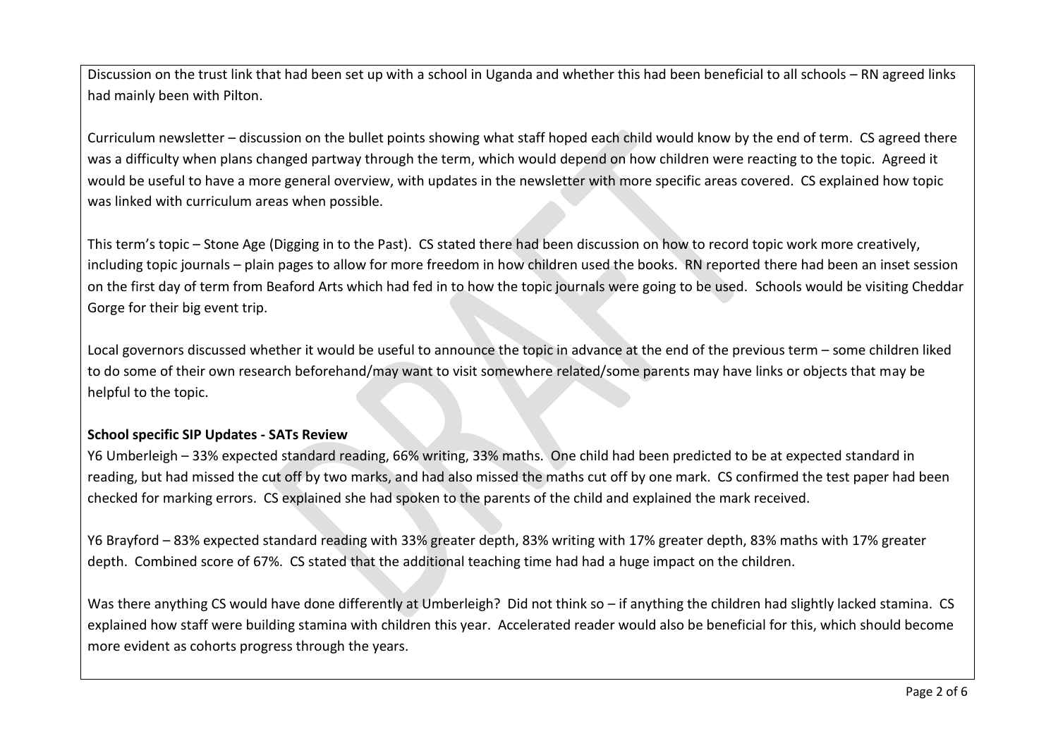Discussion on the trust link that had been set up with a school in Uganda and whether this had been beneficial to all schools – RN agreed links had mainly been with Pilton.

Curriculum newsletter – discussion on the bullet points showing what staff hoped each child would know by the end of term. CS agreed there was a difficulty when plans changed partway through the term, which would depend on how children were reacting to the topic. Agreed it would be useful to have a more general overview, with updates in the newsletter with more specific areas covered. CS explained how topic was linked with curriculum areas when possible.

This term's topic – Stone Age (Digging in to the Past). CS stated there had been discussion on how to record topic work more creatively, including topic journals – plain pages to allow for more freedom in how children used the books. RN reported there had been an inset session on the first day of term from Beaford Arts which had fed in to how the topic journals were going to be used. Schools would be visiting Cheddar Gorge for their big event trip.

Local governors discussed whether it would be useful to announce the topic in advance at the end of the previous term – some children liked to do some of their own research beforehand/may want to visit somewhere related/some parents may have links or objects that may be helpful to the topic.

**School specific SIP Updates - SATs Review**

Y6 Umberleigh – 33% expected standard reading, 66% writing, 33% maths. One child had been predicted to be at expected standard in reading, but had missed the cut off by two marks, and had also missed the maths cut off by one mark. CS confirmed the test paper had been checked for marking errors. CS explained she had spoken to the parents of the child and explained the mark received.

Y6 Brayford – 83% expected standard reading with 33% greater depth, 83% writing with 17% greater depth, 83% maths with 17% greater depth. Combined score of 67%. CS stated that the additional teaching time had had a huge impact on the children.

Was there anything CS would have done differently at Umberleigh? Did not think so – if anything the children had slightly lacked stamina. CS explained how staff were building stamina with children this year. Accelerated reader would also be beneficial for this, which should become more evident as cohorts progress through the years.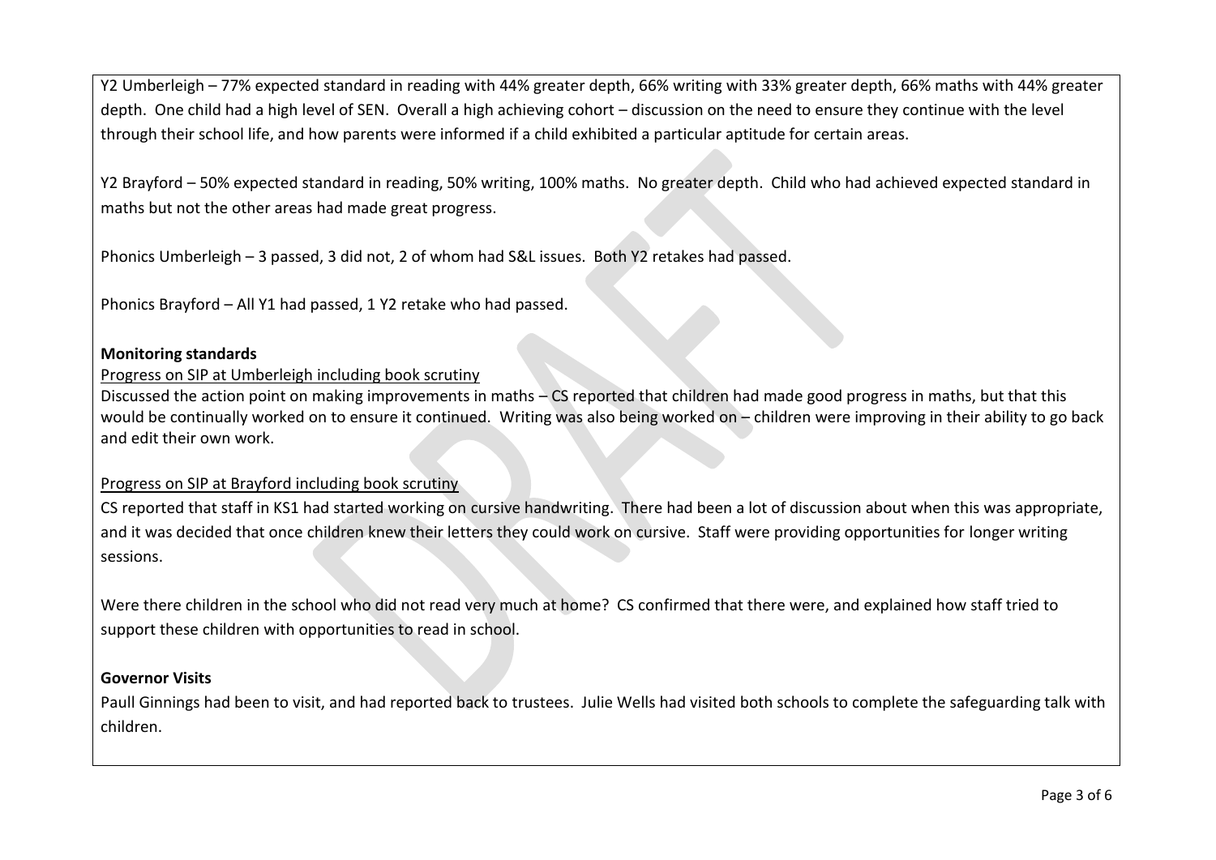Y2 Umberleigh – 77% expected standard in reading with 44% greater depth, 66% writing with 33% greater depth, 66% maths with 44% greater depth. One child had a high level of SEN. Overall a high achieving cohort – discussion on the need to ensure they continue with the level through their school life, and how parents were informed if a child exhibited a particular aptitude for certain areas.

Y2 Brayford – 50% expected standard in reading, 50% writing, 100% maths. No greater depth. Child who had achieved expected standard in maths but not the other areas had made great progress.

Phonics Umberleigh – 3 passed, 3 did not, 2 of whom had S&L issues. Both Y2 retakes had passed.

Phonics Brayford – All Y1 had passed, 1 Y2 retake who had passed.

**Monitoring standards**

Progress on SIP at Umberleigh including book scrutiny

Discussed the action point on making improvements in maths – CS reported that children had made good progress in maths, but that this would be continually worked on to ensure it continued. Writing was also being worked on – children were improving in their ability to go back and edit their own work.

Progress on SIP at Brayford including book scrutiny

CS reported that staff in KS1 had started working on cursive handwriting. There had been a lot of discussion about when this was appropriate, and it was decided that once children knew their letters they could work on cursive. Staff were providing opportunities for longer writing sessions.

Were there children in the school who did not read very much at home? CS confirmed that there were, and explained how staff tried to support these children with opportunities to read in school.

**Governor Visits**

Paull Ginnings had been to visit, and had reported back to trustees. Julie Wells had visited both schools to complete the safeguarding talk with children.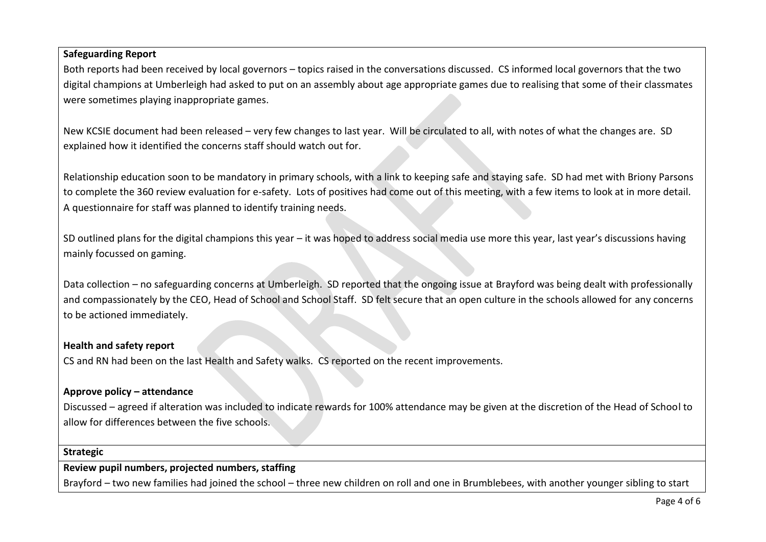**Safeguarding Report**

Both reports had been received by local governors – topics raised in the conversations discussed. CS informed local governors that the two digital champions at Umberleigh had asked to put on an assembly about age appropriate games due to realising that some of their classmates were sometimes playing inappropriate games.

New KCSIE document had been released – very few changes to last year. Will be circulated to all, with notes of what the changes are. SD explained how it identified the concerns staff should watch out for.

Relationship education soon to be mandatory in primary schools, with a link to keeping safe and staying safe. SD had met with Briony Parsons to complete the 360 review evaluation for e-safety. Lots of positives had come out of this meeting, with a few items to look at in more detail. A questionnaire for staff was planned to identify training needs.

SD outlined plans for the digital champions this year – it was hoped to address social media use more this year, last year's discussions having mainly focussed on gaming.

Data collection – no safeguarding concerns at Umberleigh. SD reported that the ongoing issue at Brayford was being dealt with professionally and compassionately by the CEO, Head of School and School Staff. SD felt secure that an open culture in the schools allowed for any concerns to be actioned immediately.

**Health and safety report**

CS and RN had been on the last Health and Safety walks. CS reported on the recent improvements.

**Approve policy – attendance**

Discussed – agreed if alteration was included to indicate rewards for 100% attendance may be given at the discretion of the Head of School to allow for differences between the five schools.

**Strategic**

**Review pupil numbers, projected numbers, staffing**

Brayford – two new families had joined the school – three new children on roll and one in Brumblebees, with another younger sibling to start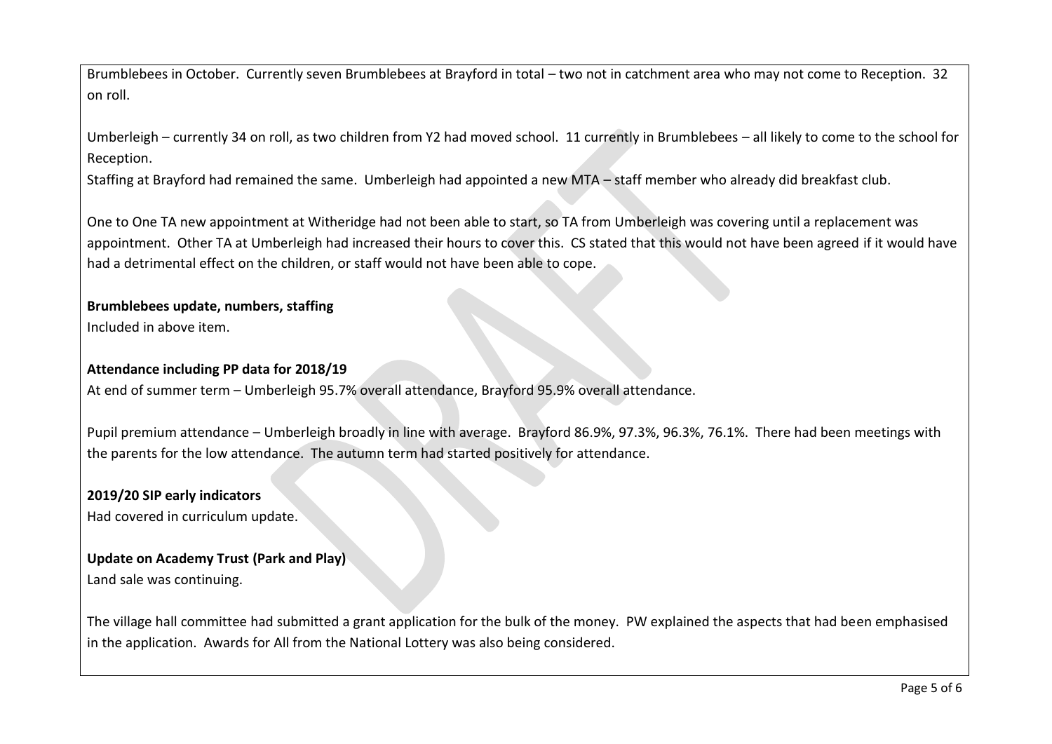Brumblebees in October. Currently seven Brumblebees at Brayford in total – two not in catchment area who may not come to Reception. 32 on roll.

Umberleigh – currently 34 on roll, as two children from Y2 had moved school. 11 currently in Brumblebees – all likely to come to the school for Reception.

Staffing at Brayford had remained the same. Umberleigh had appointed a new MTA – staff member who already did breakfast club.

One to One TA new appointment at Witheridge had not been able to start, so TA from Umberleigh was covering until a replacement was appointment. Other TA at Umberleigh had increased their hours to cover this. CS stated that this would not have been agreed if it would have had a detrimental effect on the children, or staff would not have been able to cope.

**Brumblebees update, numbers, staffing**

Included in above item.

**Attendance including PP data for 2018/19**

At end of summer term – Umberleigh 95.7% overall attendance, Brayford 95.9% overall attendance.

Pupil premium attendance – Umberleigh broadly in line with average. Brayford 86.9%, 97.3%, 96.3%, 76.1%. There had been meetings with the parents for the low attendance. The autumn term had started positively for attendance.

**2019/20 SIP early indicators**

Had covered in curriculum update.

**Update on Academy Trust (Park and Play)**

Land sale was continuing.

The village hall committee had submitted a grant application for the bulk of the money. PW explained the aspects that had been emphasised in the application. Awards for All from the National Lottery was also being considered.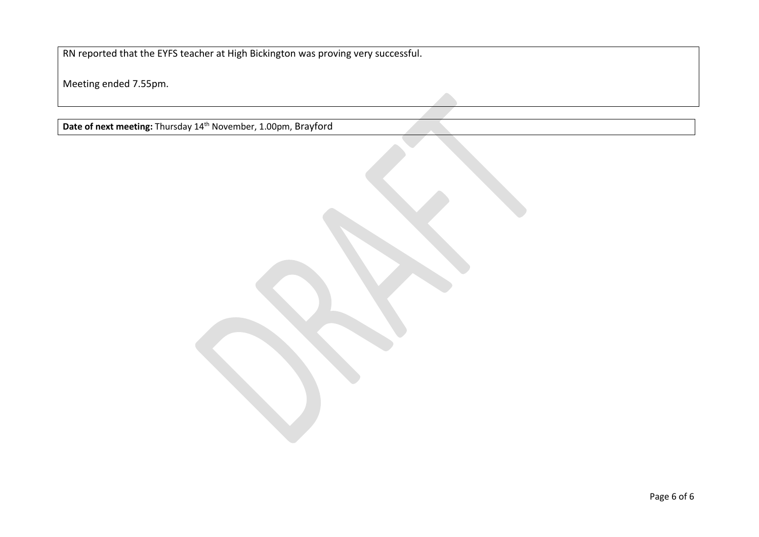RN reported that the EYFS teacher at High Bickington was proving very successful.

Meeting ended 7.55pm.

**Date of next meeting:** Thursday 14th November, 1.00pm, Brayford